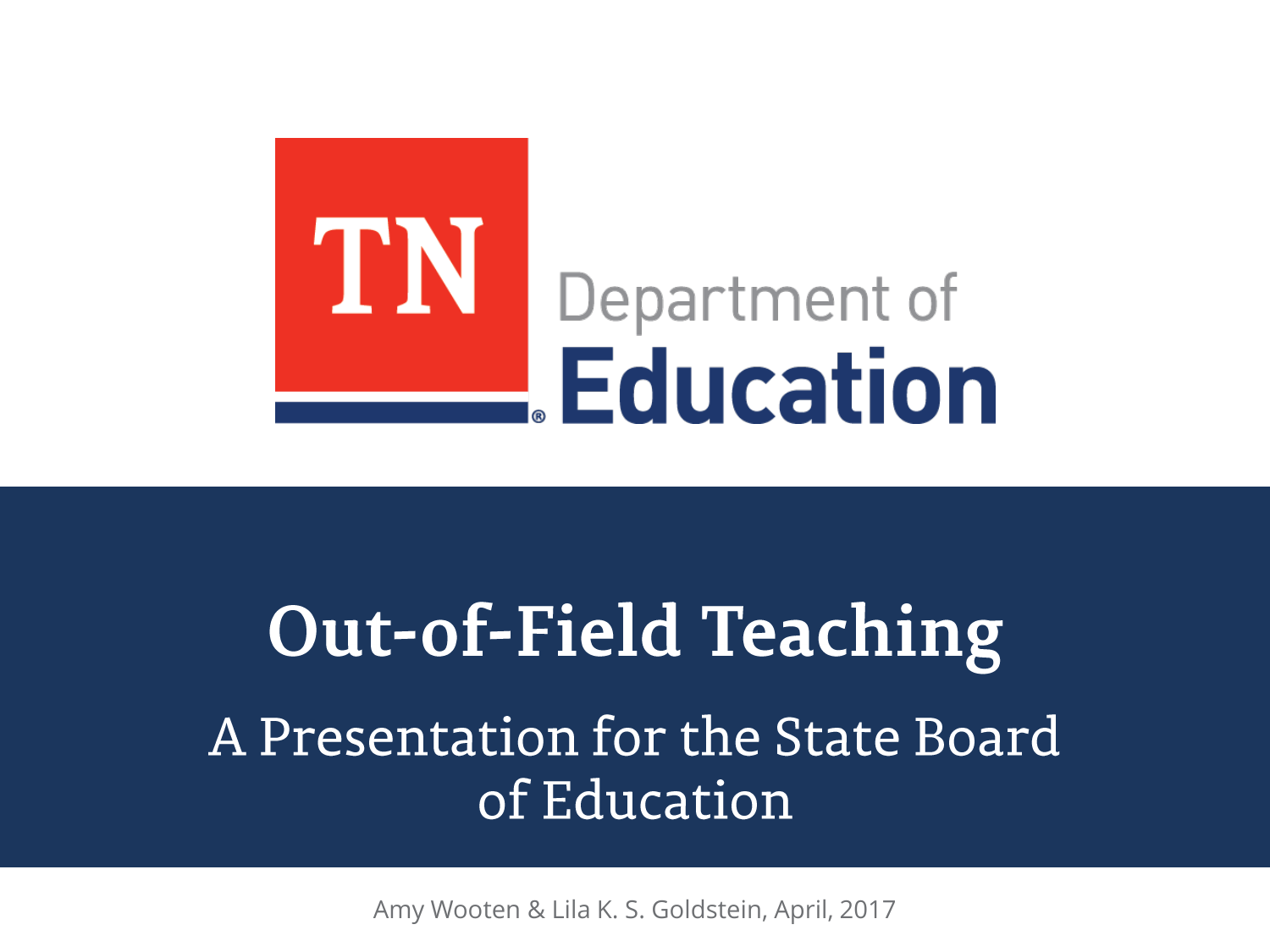TN Department of Education

# Out-of-Field Teaching

## A Presentation for the State Board of Education

Amy Wooten & Lila K. S. Goldstein, April, 2017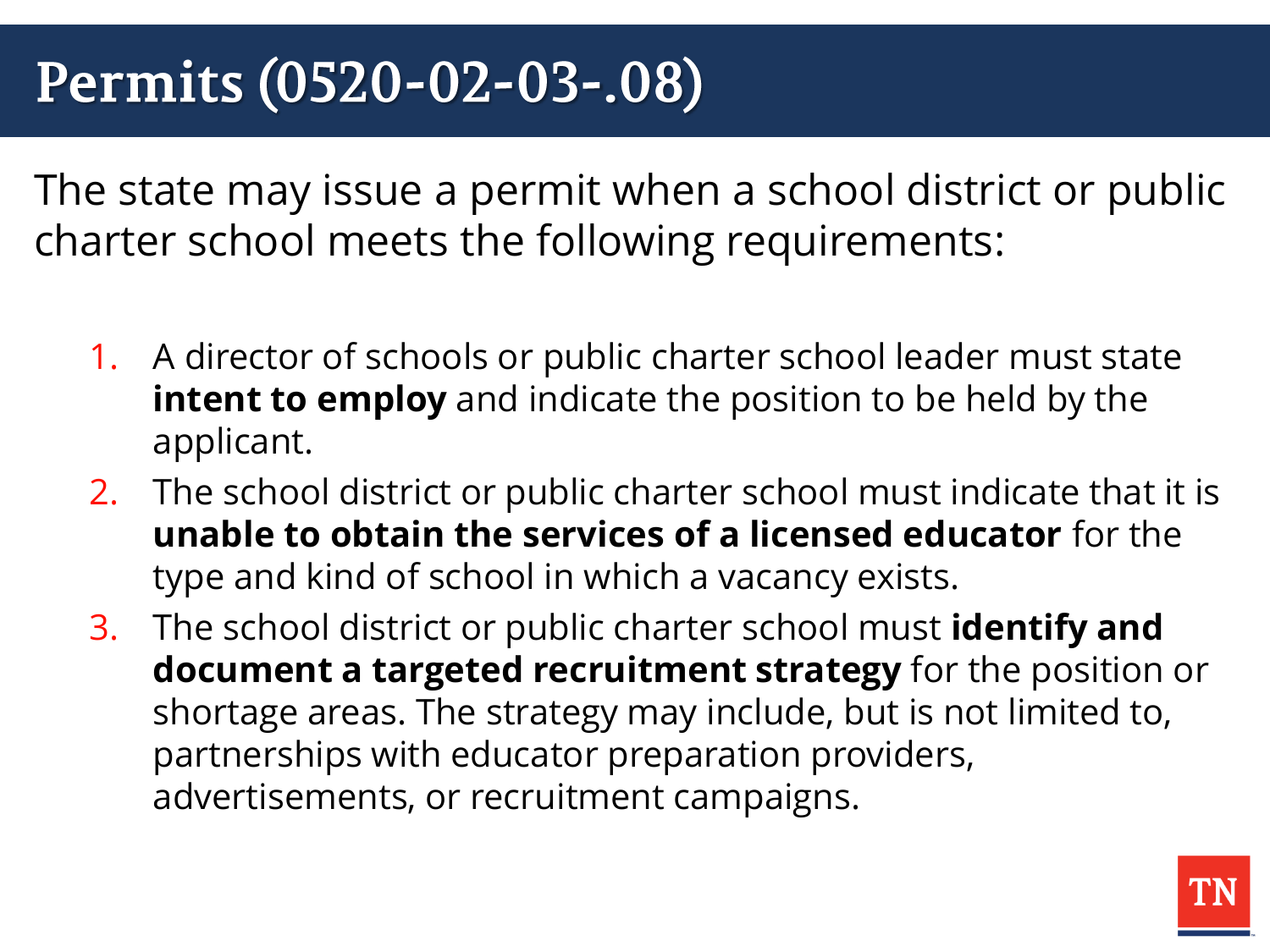# Permits (0520-02-03-.08)

The state may issue a permit when a school district or public charter school meets the following requirements:

1. A director of schools or public charter school leader must state **intent to employ** and indicate the position to be held by the applicant.
2. The school district or public charter school must indicate that it is **unable to obtain the services of a licensed educator** for the type and kind of school in which a vacancy exists.
3. The school district or public charter school must **identify and document a targeted recruitment strategy** for the position or shortage areas. The strategy may include, but is not limited to, partnerships with educator preparation providers, advertisements, or recruitment campaigns.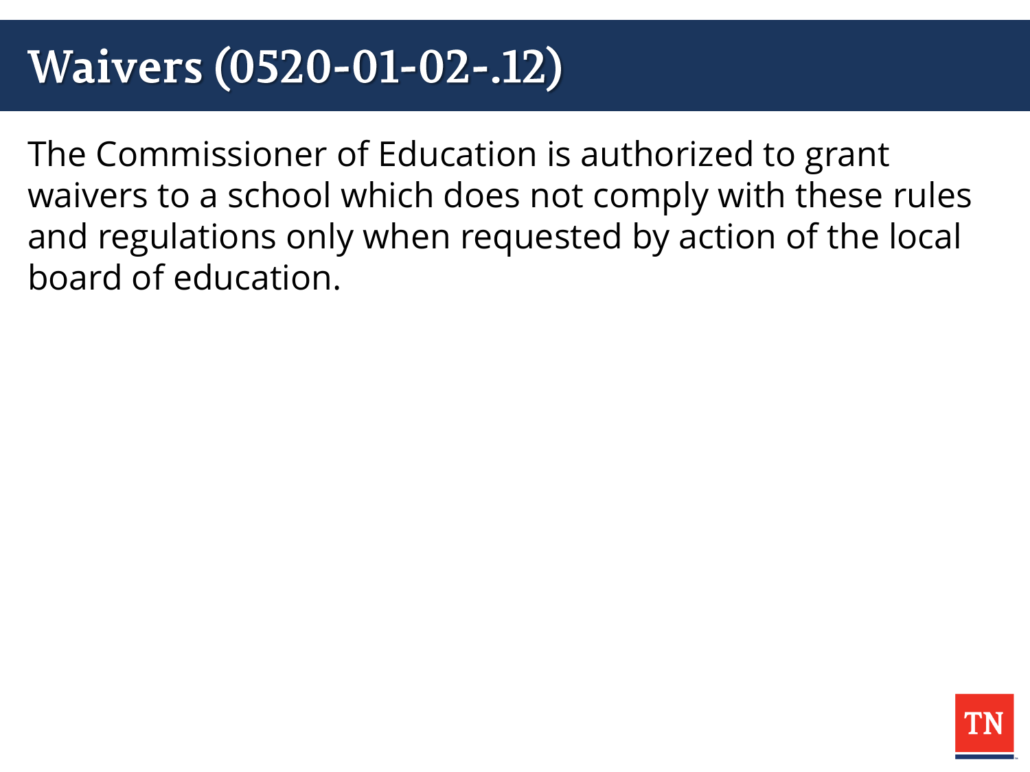# Waivers (0520-01-02-.12)

The Commissioner of Education is authorized to grant waivers to a school which does not comply with these rules and regulations only when requested by action of the local board of education.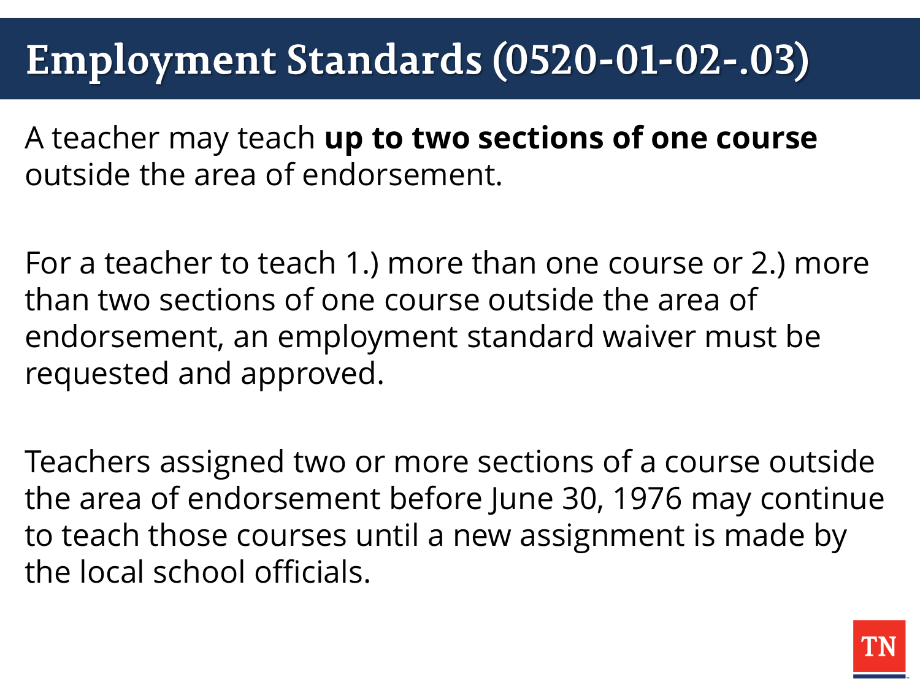# Employment Standards (0520-01-02-.03)

A teacher may teach **up to two sections of one course** outside the area of endorsement.

For a teacher to teach 1.) more than one course or 2.) more than two sections of one course outside the area of endorsement, an employment standard waiver must be requested and approved.

Teachers assigned two or more sections of a course outside the area of endorsement before June 30, 1976 may continue to teach those courses until a new assignment is made by the local school officials.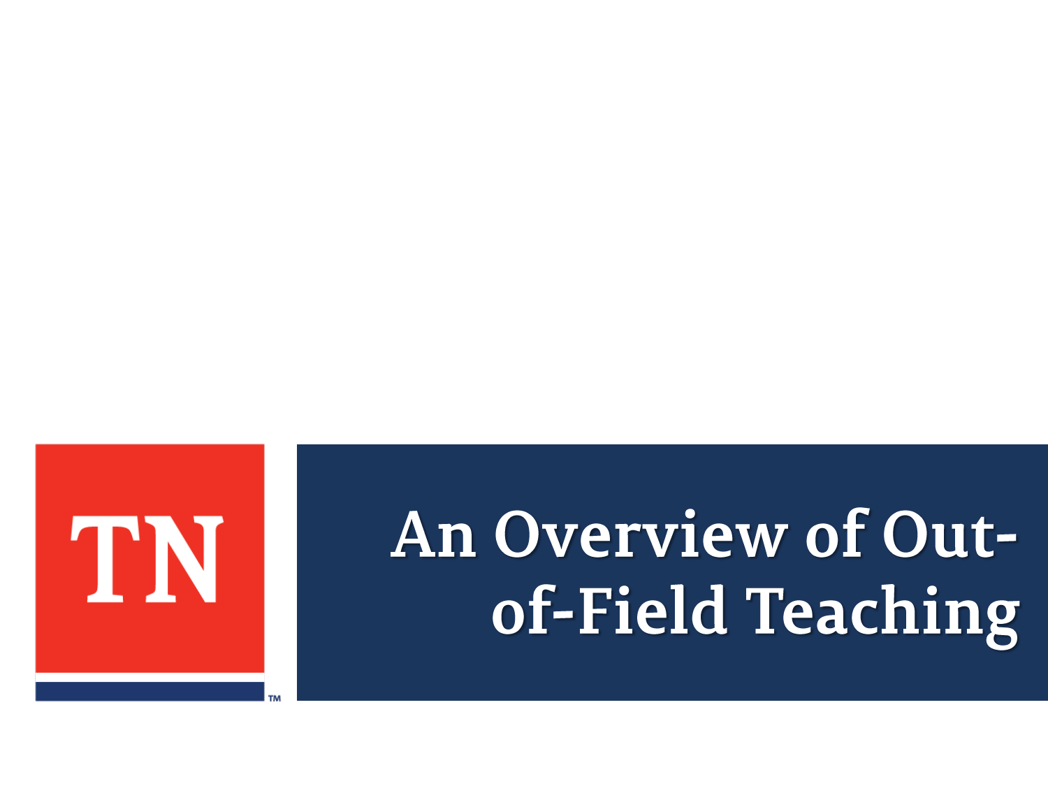# An Overview of Out-of-Field Teaching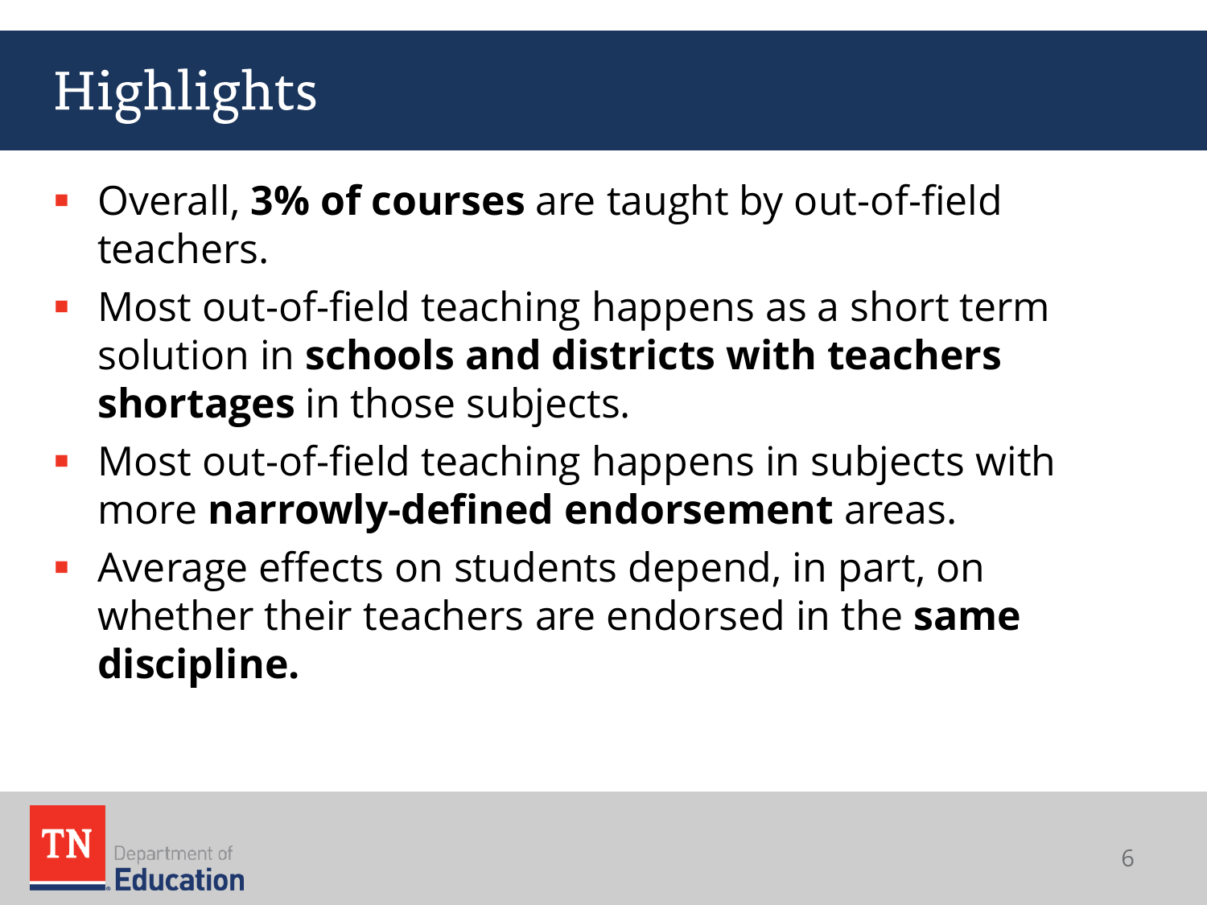# Highlights

- Overall, **3% of courses** are taught by out-of-field teachers.
- Most out-of-field teaching happens as a short term solution in **schools and districts with teachers shortages** in those subjects.
- Most out-of-field teaching happens in subjects with more **narrowly-defined endorsement** areas.
- Average effects on students depend, in part, on whether their teachers are endorsed in the **same discipline.**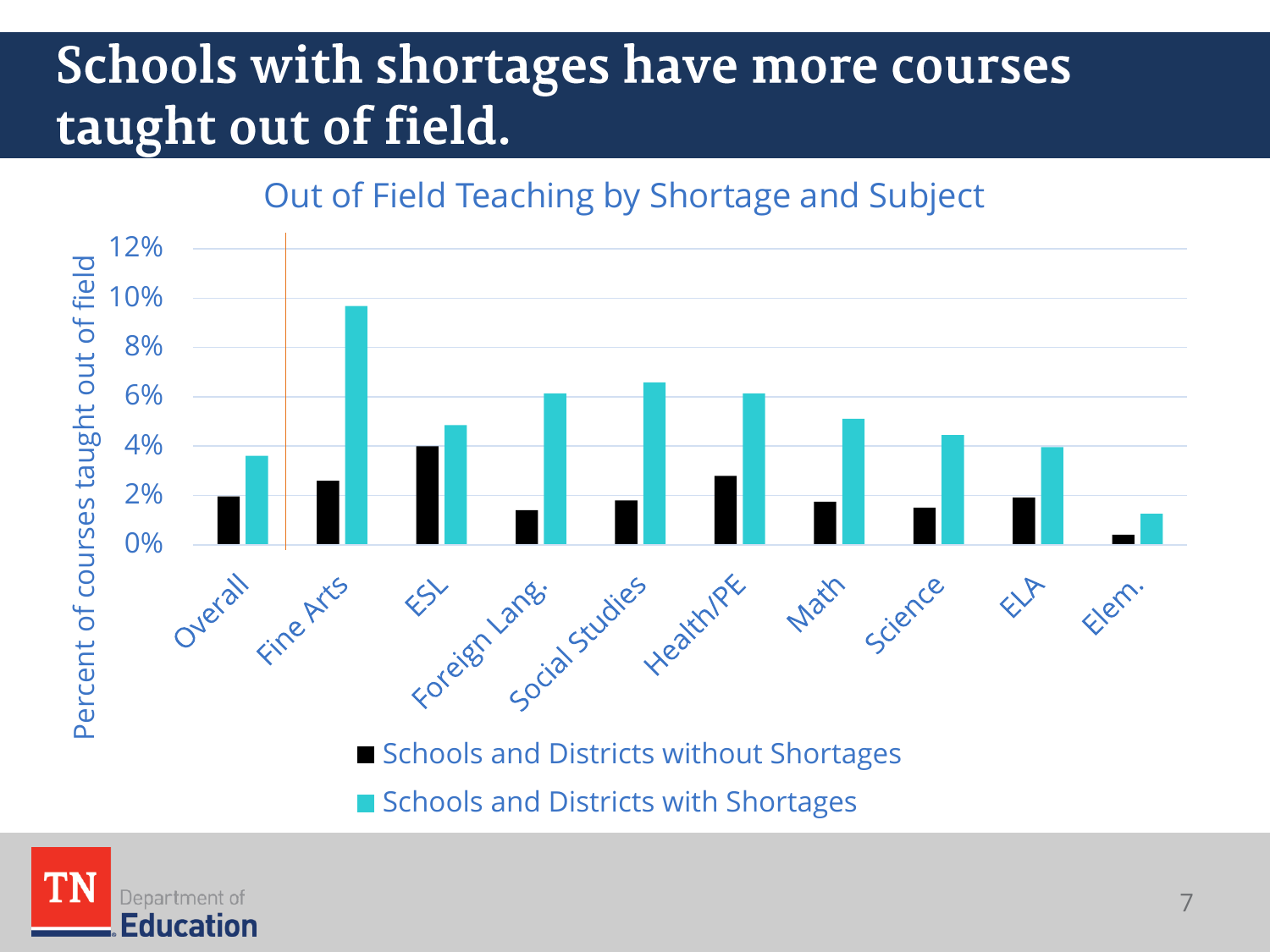# Schools with shortages have more courses taught out of field.

Out of Field Teaching by Shortage and Subject

Percent of courses taught out of field

12%
10%
8%
6%
4%
2%
0%

Overall, Fine Arts, ESL, Foreign Lang., Social Studies, Health/PE, Math, Science, ELA, Elem.

- Schools and Districts without Shortages
- Schools and Districts with Shortages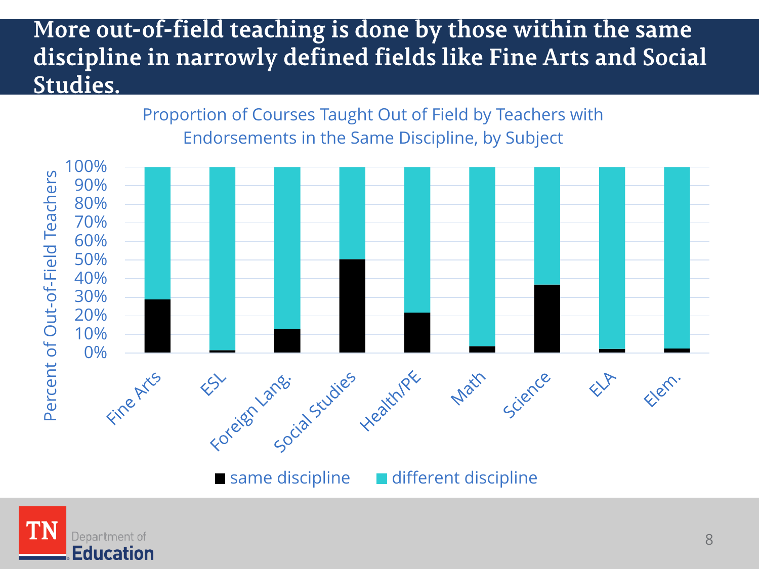# More out-of-field teaching is done by those within the same discipline in narrowly defined fields like Fine Arts and Social Studies.

Proportion of Courses Taught Out of Field by Teachers with Endorsements in the Same Discipline, by Subject

Percent of Out-of-Field Teachers

100%
90%
80%
70%
60%
50%
40%
30%
20%
10%
0%

Fine Arts, ESL, Foreign Lang., Social Studies, Health/PE, Math, Science, ELA, Elem.

■ same discipline ■ different discipline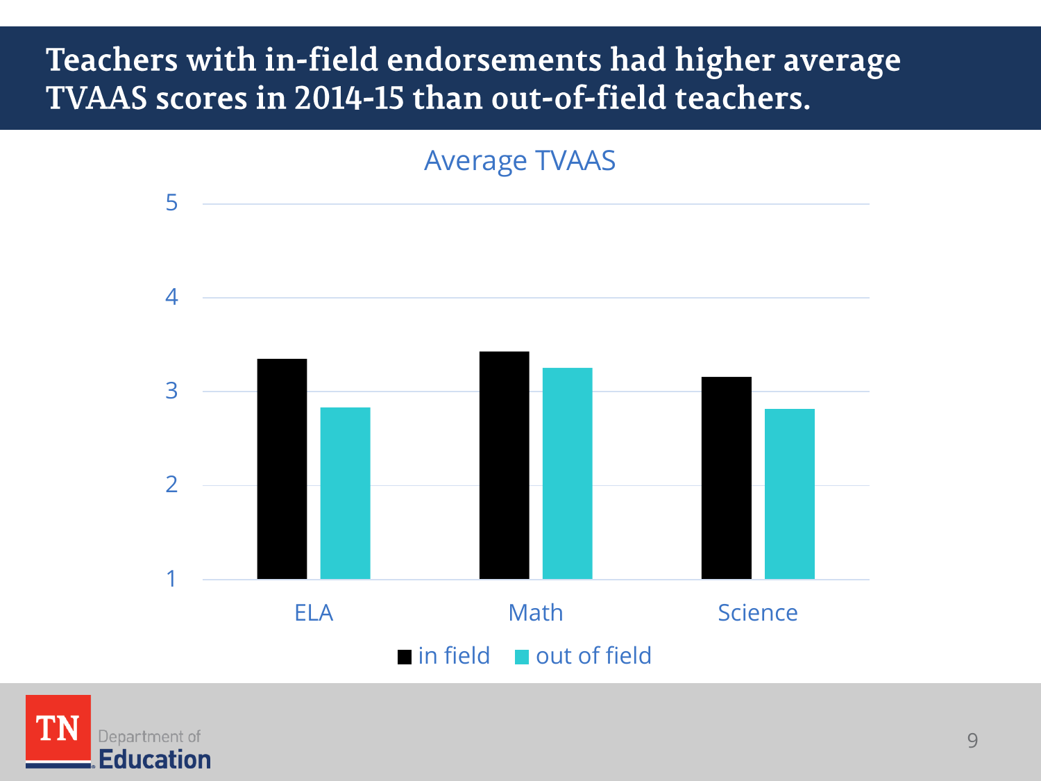# Teachers with in-field endorsements had higher average TVAAS scores in 2014-15 than out-of-field teachers.

Average TVAAS

5

4

3

2

1

ELA Math Science

in field out of field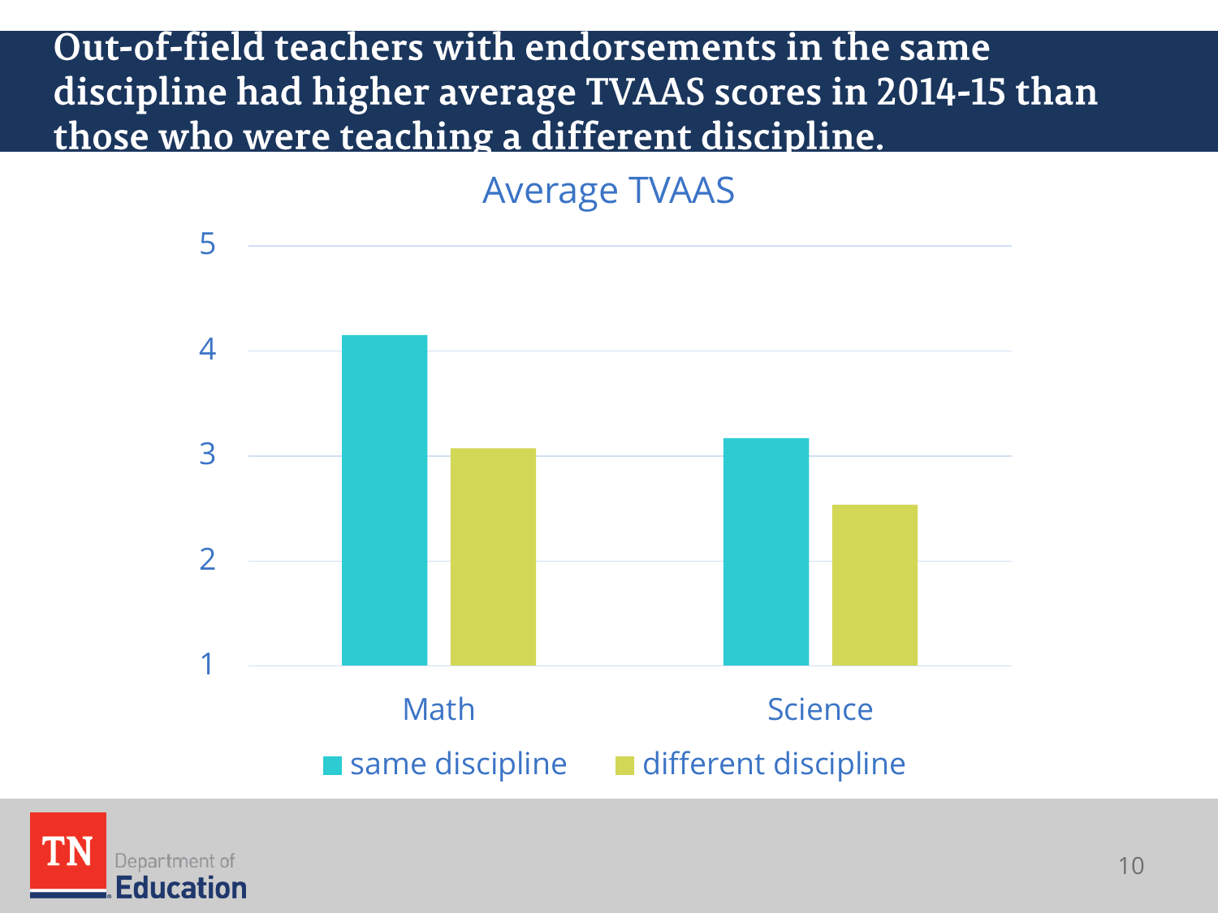# Out-of-field teachers with endorsements in the same discipline had higher average TVAAS scores in 2014-15 than those who were teaching a different discipline.

**Average TVAAS**

| | same discipline | different discipline |
|---|---|---|
| Math | 4.15 | 3.07 |
| Science | 3.16 | 2.53 |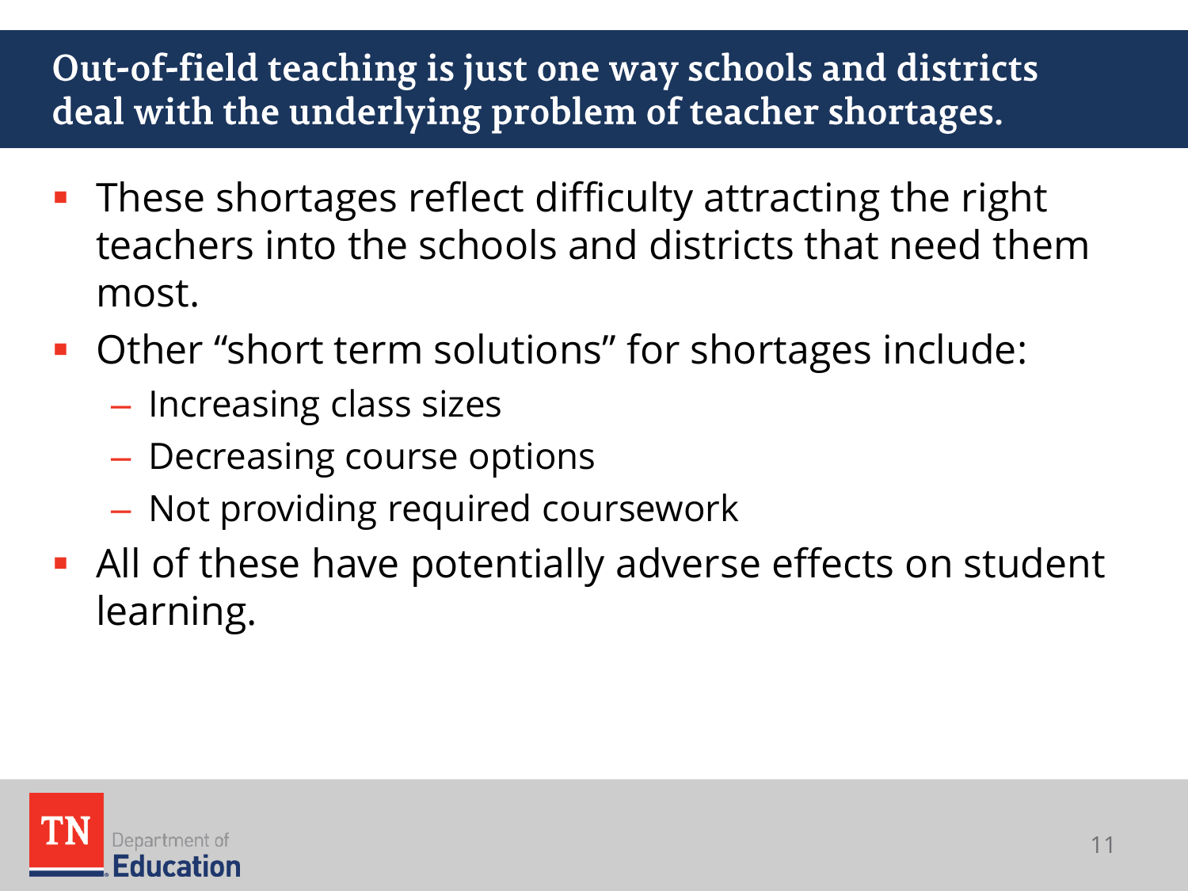## Out-of-field teaching is just one way schools and districts deal with the underlying problem of teacher shortages.

- These shortages reflect difficulty attracting the right teachers into the schools and districts that need them most.
- Other “short term solutions” for shortages include:
  - Increasing class sizes
  - Decreasing course options
  - Not providing required coursework
- All of these have potentially adverse effects on student learning.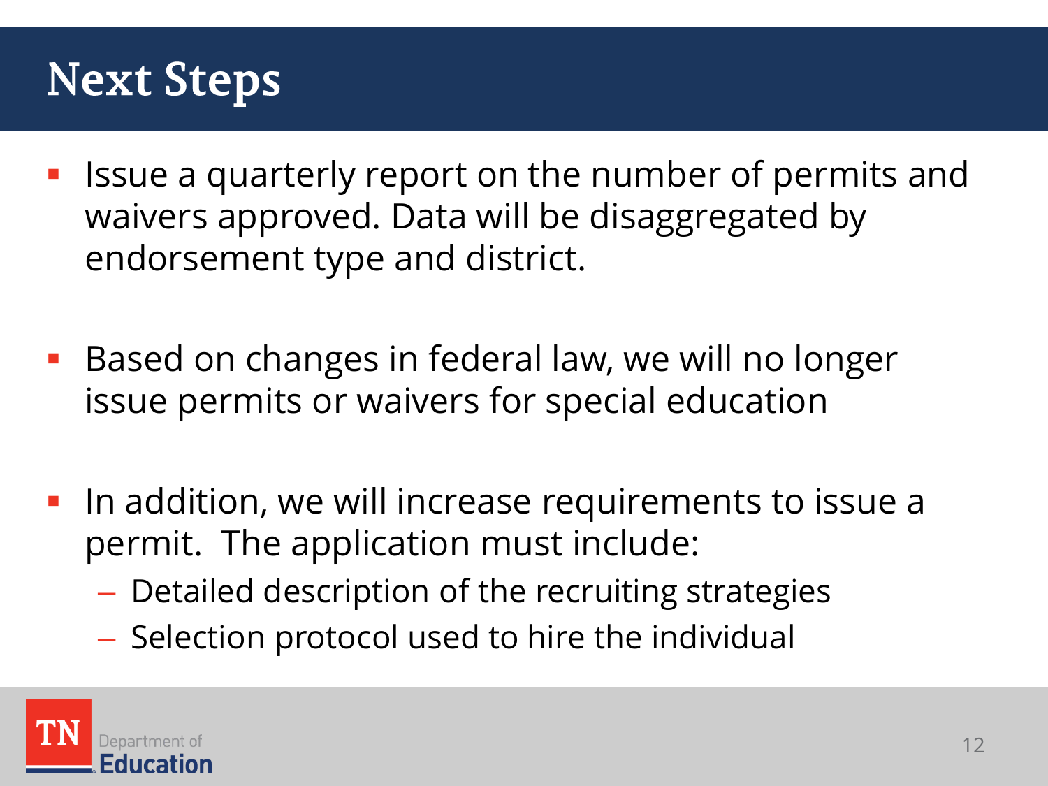# Next Steps

- Issue a quarterly report on the number of permits and waivers approved. Data will be disaggregated by endorsement type and district.

- Based on changes in federal law, we will no longer issue permits or waivers for special education

- In addition, we will increase requirements to issue a permit.  The application must include:
  - Detailed description of the recruiting strategies
  - Selection protocol used to hire the individual

TN Department of Education